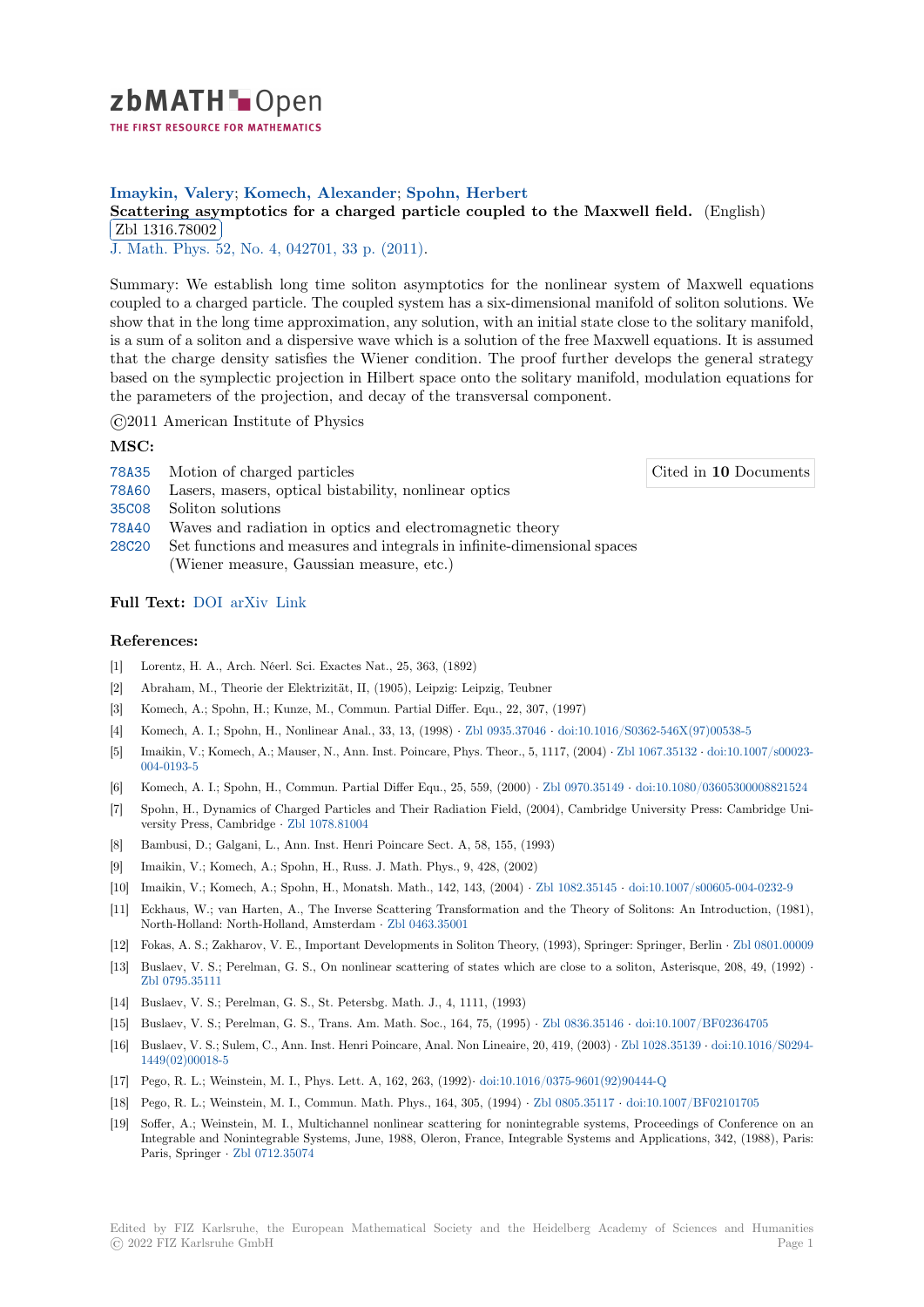zbMATH Open — THE FIRST RESOURCE FOR MATHEMATICS

**Imaykin, Valery; Komech, Alexander; Spohn, Herbert**

**Scattering asymptotics for a charged particle coupled to the Maxwell field.** (English)

Zbl 1316.78002

J. Math. Phys. 52, No. 4, 042701, 33 p. (2011).

Summary: We establish long time soliton asymptotics for the nonlinear system of Maxwell equations coupled to a charged particle. The coupled system has a six-dimensional manifold of soliton solutions. We show that in the long time approximation, any solution, with an initial state close to the solitary manifold, is a sum of a soliton and a dispersive wave which is a solution of the free Maxwell equations. It is assumed that the charge density satisfies the Wiener condition. The proof further develops the general strategy based on the symplectic projection in Hilbert space onto the solitary manifold, modulation equations for the parameters of the projection, and decay of the transversal component.

©2011 American Institute of Physics

## MSC:

- 78A35 Motion of charged particles
- 78A60 Lasers, masers, optical bistability, nonlinear optics
- 35C08 Soliton solutions
- 78A40 Waves and radiation in optics and electromagnetic theory
- 28C20 Set functions and measures and integrals in infinite-dimensional spaces (Wiener measure, Gaussian measure, etc.)

Cited in **10** Documents

**Full Text:** DOI arXiv Link

## References:

[1] Lorentz, H. A., Arch. Néerl. Sci. Exactes Nat., 25, 363, (1892)

[2] Abraham, M., Theorie der Elektrizität, II, (1905), Leipzig: Leipzig, Teubner

[3] Komech, A.; Spohn, H.; Kunze, M., Commun. Partial Differ. Equ., 22, 307, (1997)

[4] Komech, A. I.; Spohn, H., Nonlinear Anal., 33, 13, (1998) · Zbl 0935.37046 · doi:10.1016/S0362-546X(97)00538-5

[5] Imaikin, V.; Komech, A.; Mauser, N., Ann. Inst. Poincare, Phys. Theor., 5, 1117, (2004) · Zbl 1067.35132 · doi:10.1007/s00023-004-0193-5

[6] Komech, A. I.; Spohn, H., Commun. Partial Differ Equ., 25, 559, (2000) · Zbl 0970.35149 · doi:10.1080/03605300008821524

[7] Spohn, H., Dynamics of Charged Particles and Their Radiation Field, (2004), Cambridge University Press: Cambridge University Press, Cambridge · Zbl 1078.81004

[8] Bambusi, D.; Galgani, L., Ann. Inst. Henri Poincare Sect. A, 58, 155, (1993)

[9] Imaikin, V.; Komech, A.; Spohn, H., Russ. J. Math. Phys., 9, 428, (2002)

[10] Imaikin, V.; Komech, A.; Spohn, H., Monatsh. Math., 142, 143, (2004) · Zbl 1082.35145 · doi:10.1007/s00605-004-0232-9

[11] Eckhaus, W.; van Harten, A., The Inverse Scattering Transformation and the Theory of Solitons: An Introduction, (1981), North-Holland: North-Holland, Amsterdam · Zbl 0463.35001

[12] Fokas, A. S.; Zakharov, V. E., Important Developments in Soliton Theory, (1993), Springer: Springer, Berlin · Zbl 0801.00009

[13] Buslaev, V. S.; Perelman, G. S., On nonlinear scattering of states which are close to a soliton, Asterisque, 208, 49, (1992) · Zbl 0795.35111

[14] Buslaev, V. S.; Perelman, G. S., St. Petersbg. Math. J., 4, 1111, (1993)

[15] Buslaev, V. S.; Perelman, G. S., Trans. Am. Math. Soc., 164, 75, (1995) · Zbl 0836.35146 · doi:10.1007/BF02364705

[16] Buslaev, V. S.; Sulem, C., Ann. Inst. Henri Poincare, Anal. Non Lineaire, 20, 419, (2003) · Zbl 1028.35139 · doi:10.1016/S0294-1449(02)00018-5

[17] Pego, R. L.; Weinstein, M. I., Phys. Lett. A, 162, 263, (1992)· doi:10.1016/0375-9601(92)90444-Q

[18] Pego, R. L.; Weinstein, M. I., Commun. Math. Phys., 164, 305, (1994) · Zbl 0805.35117 · doi:10.1007/BF02101705

[19] Soffer, A.; Weinstein, M. I., Multichannel nonlinear scattering for nonintegrable systems, Proceedings of Conference on an Integrable and Nonintegrable Systems, June, 1988, Oleron, France, Integrable Systems and Applications, 342, (1988), Paris: Paris, Springer · Zbl 0712.35074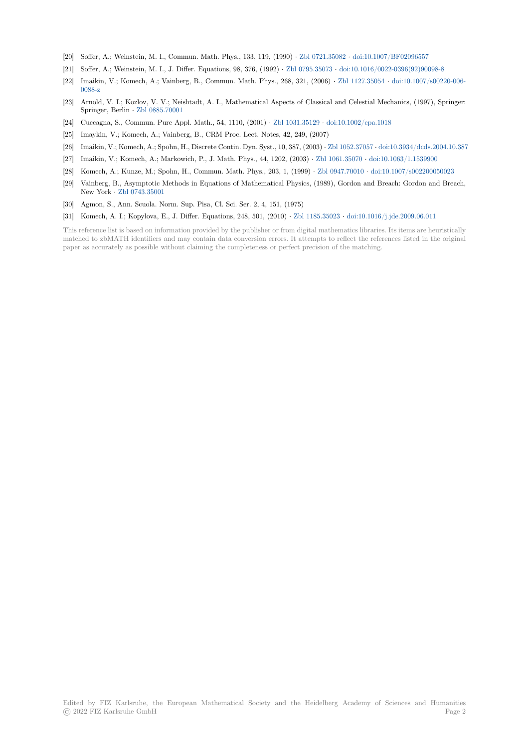[20] Soffer, A.; Weinstein, M. I., Commun. Math. Phys., 133, 119, (1990) · Zbl 0721.35082 · doi:10.1007/BF02096557

[21] Soffer, A.; Weinstein, M. I., J. Differ. Equations, 98, 376, (1992) · Zbl 0795.35073 · doi:10.1016/0022-0396(92)90098-8

[22] Imaikin, V.; Komech, A.; Vainberg, B., Commun. Math. Phys., 268, 321, (2006) · Zbl 1127.35054 · doi:10.1007/s00220-006-0088-z

[23] Arnold, V. I.; Kozlov, V. V.; Neishtadt, A. I., Mathematical Aspects of Classical and Celestial Mechanics, (1997), Springer: Springer, Berlin · Zbl 0885.70001

[24] Cuccagna, S., Commun. Pure Appl. Math., 54, 1110, (2001) · Zbl 1031.35129 · doi:10.1002/cpa.1018

[25] Imaykin, V.; Komech, A.; Vainberg, B., CRM Proc. Lect. Notes, 42, 249, (2007)

[26] Imaikin, V.; Komech, A.; Spohn, H., Discrete Contin. Dyn. Syst., 10, 387, (2003) · Zbl 1052.37057 · doi:10.3934/dcds.2004.10.387

[27] Imaikin, V.; Komech, A.; Markowich, P., J. Math. Phys., 44, 1202, (2003) · Zbl 1061.35070 · doi:10.1063/1.1539900

[28] Komech, A.; Kunze, M.; Spohn, H., Commun. Math. Phys., 203, 1, (1999) · Zbl 0947.70010 · doi:10.1007/s002200050023

[29] Vainberg, B., Asymptotic Methods in Equations of Mathematical Physics, (1989), Gordon and Breach: Gordon and Breach, New York · Zbl 0743.35001

[30] Agmon, S., Ann. Scuola. Norm. Sup. Pisa, Cl. Sci. Ser. 2, 4, 151, (1975)

[31] Komech, A. I.; Kopylova, E., J. Differ. Equations, 248, 501, (2010) · Zbl 1185.35023 · doi:10.1016/j.jde.2009.06.011

This reference list is based on information provided by the publisher or from digital mathematics libraries. Its items are heuristically matched to zbMATH identifiers and may contain data conversion errors. It attempts to reflect the references listed in the original paper as accurately as possible without claiming the completeness or perfect precision of the matching.

Edited by FIZ Karlsruhe, the European Mathematical Society and the Heidelberg Academy of Sciences and Humanities
© 2022 FIZ Karlsruhe GmbH